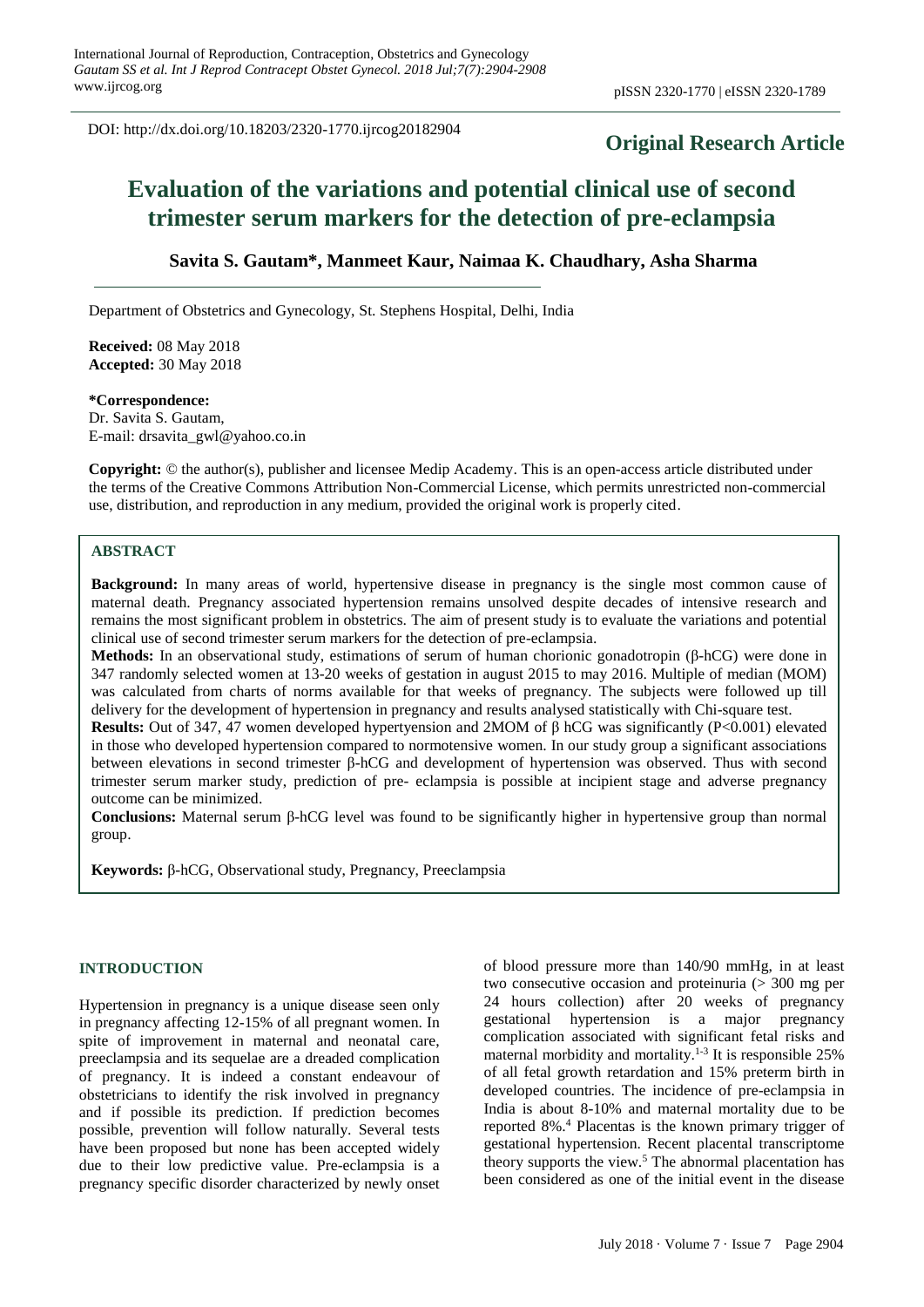DOI: http://dx.doi.org/10.18203/2320-1770.ijrcog20182904

**Original Research Article**

# Evaluation of the variations and potential clinical use of second trimester serum markers for the detection of pre-eclampsia

**Savita S. Gautam\*, Manmeet Kaur, Naimaa K. Chaudhary, Asha Sharma**

Department of Obstetrics and Gynecology, St. Stephens Hospital, Delhi, India

**Received:** 08 May 2018
**Accepted:** 30 May 2018

**\*Correspondence:**
Dr. Savita S. Gautam,
E-mail: drsavita_gwl@yahoo.co.in

**Copyright:** © the author(s), publisher and licensee Medip Academy. This is an open-access article distributed under the terms of the Creative Commons Attribution Non-Commercial License, which permits unrestricted non-commercial use, distribution, and reproduction in any medium, provided the original work is properly cited.

## ABSTRACT

**Background:** In many areas of world, hypertensive disease in pregnancy is the single most common cause of maternal death. Pregnancy associated hypertension remains unsolved despite decades of intensive research and remains the most significant problem in obstetrics. The aim of present study is to evaluate the variations and potential clinical use of second trimester serum markers for the detection of pre-eclampsia.

**Methods:** In an observational study, estimations of serum of human chorionic gonadotropin (β-hCG) were done in 347 randomly selected women at 13-20 weeks of gestation in august 2015 to may 2016. Multiple of median (MOM) was calculated from charts of norms available for that weeks of pregnancy. The subjects were followed up till delivery for the development of hypertension in pregnancy and results analysed statistically with Chi-square test.

**Results:** Out of 347, 47 women developed hypertyension and 2MOM of β hCG was significantly ($P<0.001$) elevated in those who developed hypertension compared to normotensive women. In our study group a significant associations between elevations in second trimester β-hCG and development of hypertension was observed. Thus with second trimester serum marker study, prediction of pre- eclampsia is possible at incipient stage and adverse pregnancy outcome can be minimized.

**Conclusions:** Maternal serum β-hCG level was found to be significantly higher in hypertensive group than normal group.

**Keywords:** β-hCG, Observational study, Pregnancy, Preeclampsia

## INTRODUCTION

Hypertension in pregnancy is a unique disease seen only in pregnancy affecting 12-15% of all pregnant women. In spite of improvement in maternal and neonatal care, preeclampsia and its sequelae are a dreaded complication of pregnancy. It is indeed a constant endeavour of obstetricians to identify the risk involved in pregnancy and if possible its prediction. If prediction becomes possible, prevention will follow naturally. Several tests have been proposed but none has been accepted widely due to their low predictive value. Pre-eclampsia is a pregnancy specific disorder characterized by newly onset of blood pressure more than 140/90 mmHg, in at least two consecutive occasion and proteinuria (> 300 mg per 24 hours collection) after 20 weeks of pregnancy gestational hypertension is a major pregnancy complication associated with significant fetal risks and maternal morbidity and mortality.[1-3] It is responsible 25% of all fetal growth retardation and 15% preterm birth in developed countries. The incidence of pre-eclampsia in India is about 8-10% and maternal mortality due to be reported 8%.[4] Placentas is the known primary trigger of gestational hypertension. Recent placental transcriptome theory supports the view.[5] The abnormal placentation has been considered as one of the initial event in the disease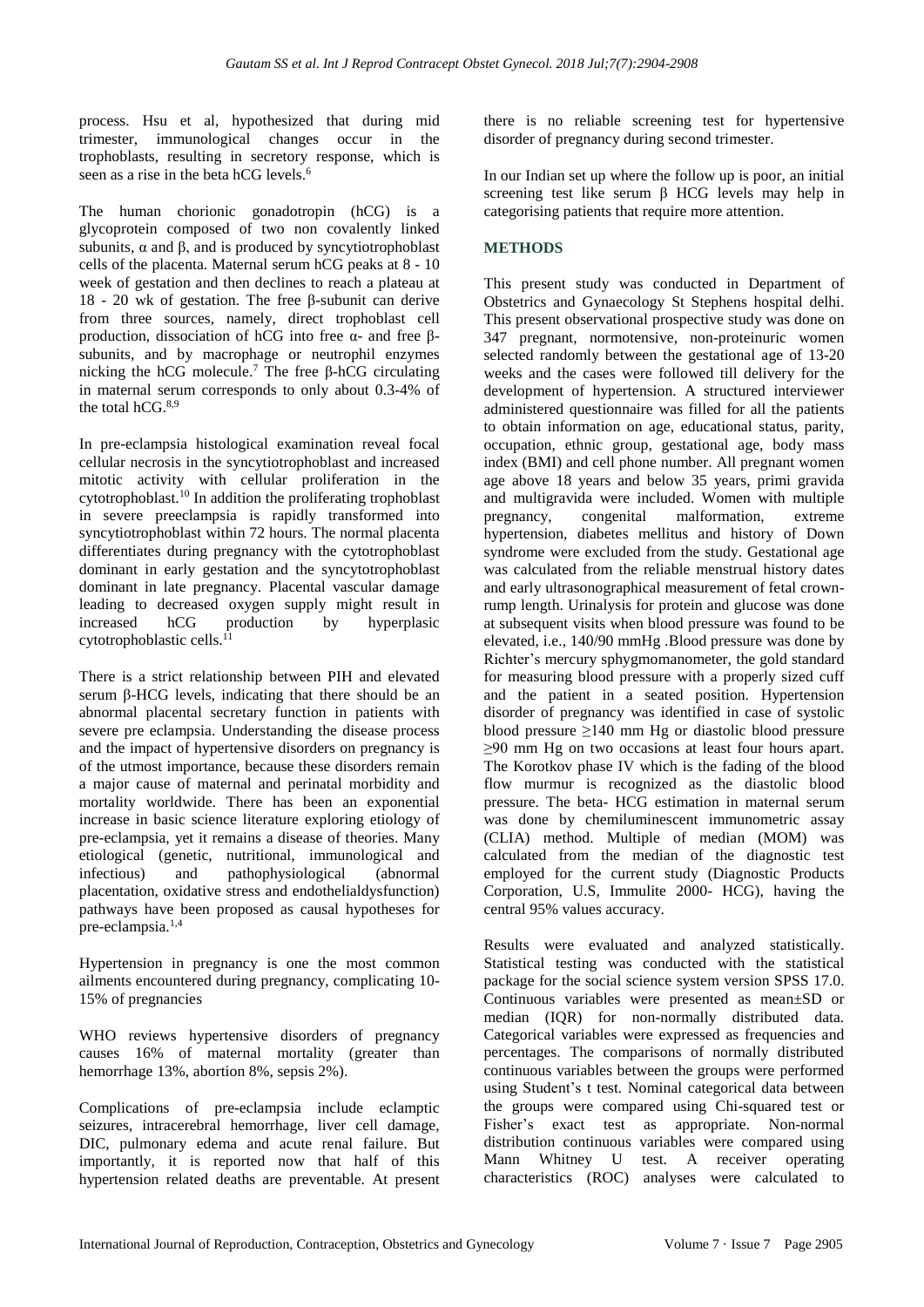process. Hsu et al, hypothesized that during mid trimester, immunological changes occur in the trophoblasts, resulting in secretory response, which is seen as a rise in the beta hCG levels.[6]

The human chorionic gonadotropin (hCG) is a glycoprotein composed of two non covalently linked subunits, α and β, and is produced by syncytiotrophoblast cells of the placenta. Maternal serum hCG peaks at 8 - 10 week of gestation and then declines to reach a plateau at 18 - 20 wk of gestation. The free β-subunit can derive from three sources, namely, direct trophoblast cell production, dissociation of hCG into free α- and free β-subunits, and by macrophage or neutrophil enzymes nicking the hCG molecule.[7] The free β-hCG circulating in maternal serum corresponds to only about 0.3-4% of the total hCG.[8,9]

In pre-eclampsia histological examination reveal focal cellular necrosis in the syncytiotrophoblast and increased mitotic activity with cellular proliferation in the cytotrophoblast.[10] In addition the proliferating trophoblast in severe preeclampsia is rapidly transformed into syncytiotrophoblast within 72 hours. The normal placenta differentiates during pregnancy with the cytotrophoblast dominant in early gestation and the syncytotrophoblast dominant in late pregnancy. Placental vascular damage leading to decreased oxygen supply might result in increased hCG production by hyperplasic cytotrophoblastic cells.[11]

There is a strict relationship between PIH and elevated serum β-HCG levels, indicating that there should be an abnormal placental secretary function in patients with severe pre eclampsia. Understanding the disease process and the impact of hypertensive disorders on pregnancy is of the utmost importance, because these disorders remain a major cause of maternal and perinatal morbidity and mortality worldwide. There has been an exponential increase in basic science literature exploring etiology of pre-eclampsia, yet it remains a disease of theories. Many etiological (genetic, nutritional, immunological and infectious) and pathophysiological (abnormal placentation, oxidative stress and endothelialdysfunction) pathways have been proposed as causal hypotheses for pre-eclampsia.[1,4]

Hypertension in pregnancy is one the most common ailments encountered during pregnancy, complicating 10-15% of pregnancies

WHO reviews hypertensive disorders of pregnancy causes 16% of maternal mortality (greater than hemorrhage 13%, abortion 8%, sepsis 2%).

Complications of pre-eclampsia include eclamptic seizures, intracerebral hemorrhage, liver cell damage, DIC, pulmonary edema and acute renal failure. But importantly, it is reported now that half of this hypertension related deaths are preventable. At present there is no reliable screening test for hypertensive disorder of pregnancy during second trimester.

In our Indian set up where the follow up is poor, an initial screening test like serum β HCG levels may help in categorising patients that require more attention.

## METHODS

This present study was conducted in Department of Obstetrics and Gynaecology St Stephens hospital delhi. This present observational prospective study was done on 347 pregnant, normotensive, non-proteinuric women selected randomly between the gestational age of 13-20 weeks and the cases were followed till delivery for the development of hypertension. A structured interviewer administered questionnaire was filled for all the patients to obtain information on age, educational status, parity, occupation, ethnic group, gestational age, body mass index (BMI) and cell phone number. All pregnant women age above 18 years and below 35 years, primi gravida and multigravida were included. Women with multiple pregnancy, congenital malformation, extreme hypertension, diabetes mellitus and history of Down syndrome were excluded from the study. Gestational age was calculated from the reliable menstrual history dates and early ultrasonographical measurement of fetal crown-rump length. Urinalysis for protein and glucose was done at subsequent visits when blood pressure was found to be elevated, i.e., 140/90 mmHg .Blood pressure was done by Richter's mercury sphygmomanometer, the gold standard for measuring blood pressure with a properly sized cuff and the patient in a seated position. Hypertension disorder of pregnancy was identified in case of systolic blood pressure ≥140 mm Hg or diastolic blood pressure ≥90 mm Hg on two occasions at least four hours apart. The Korotkov phase IV which is the fading of the blood flow murmur is recognized as the diastolic blood pressure. The beta- HCG estimation in maternal serum was done by chemiluminescent immunometric assay (CLIA) method. Multiple of median (MOM) was calculated from the median of the diagnostic test employed for the current study (Diagnostic Products Corporation, U.S, Immulite 2000- HCG), having the central 95% values accuracy.

Results were evaluated and analyzed statistically. Statistical testing was conducted with the statistical package for the social science system version SPSS 17.0. Continuous variables were presented as mean±SD or median (IQR) for non-normally distributed data. Categorical variables were expressed as frequencies and percentages. The comparisons of normally distributed continuous variables between the groups were performed using Student's t test. Nominal categorical data between the groups were compared using Chi-squared test or Fisher's exact test as appropriate. Non-normal distribution continuous variables were compared using Mann Whitney U test. A receiver operating characteristics (ROC) analyses were calculated to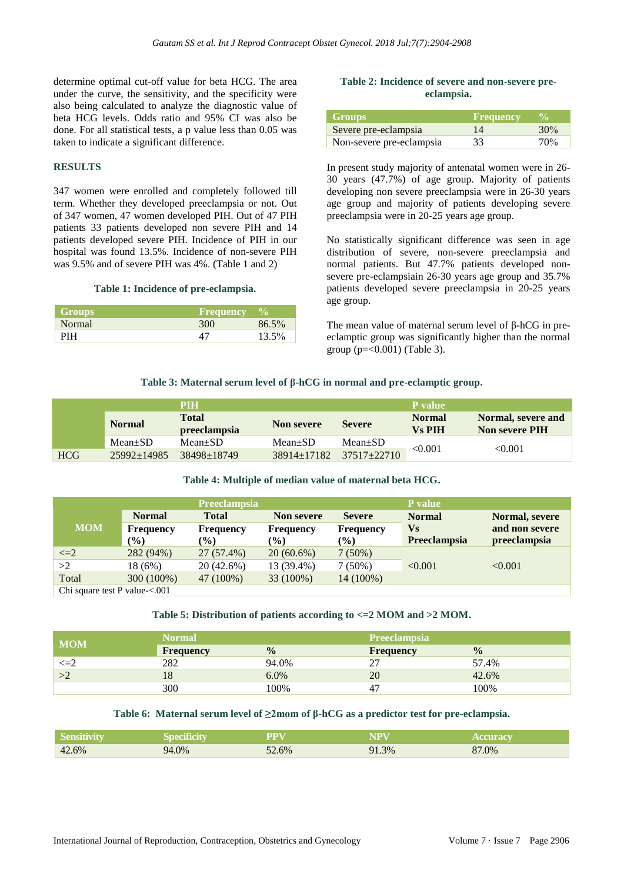determine optimal cut-off value for beta HCG. The area under the curve, the sensitivity, and the specificity were also being calculated to analyze the diagnostic value of beta HCG levels. Odds ratio and 95% CI was also be done. For all statistical tests, a p value less than 0.05 was taken to indicate a significant difference.

## RESULTS

347 women were enrolled and completely followed till term. Whether they developed preeclampsia or not. Out of 347 women, 47 women developed PIH. Out of 47 PIH patients 33 patients developed non severe PIH and 14 patients developed severe PIH. Incidence of PIH in our hospital was found 13.5%. Incidence of non-severe PIH was 9.5% and of severe PIH was 4%. (Table 1 and 2)

**Table 1: Incidence of pre-eclampsia.**

| Groups | Frequency | % |
|---|---|---|
| Normal | 300 | 86.5% |
| PIH | 47 | 13.5% |

**Table 2: Incidence of severe and non-severe pre-eclampsia.**

| Groups | Frequency | % |
|---|---|---|
| Severe pre-eclampsia | 14 | 30% |
| Non-severe pre-eclampsia | 33 | 70% |

In present study majority of antenatal women were in 26-30 years (47.7%) of age group. Majority of patients developing non severe preeclampsia were in 26-30 years age group and majority of patients developing severe preeclampsia were in 20-25 years age group.

No statistically significant difference was seen in age distribution of severe, non-severe preeclampsia and normal patients. But 47.7% patients developed non-severe pre-eclampsiain 26-30 years age group and 35.7% patients developed severe preeclampsia in 20-25 years age group.

The mean value of maternal serum level of β-hCG in pre-eclamptic group was significantly higher than the normal group (p=<0.001) (Table 3).

**Table 3: Maternal serum level of β-hCG in normal and pre-eclamptic group.**

| | | PIH | | | P value | |
|---|---|---|---|---|---|---|
| | Normal | Total preeclampsia | Non severe | Severe | Normal Vs PIH | Normal, severe and Non severe PIH |
| | Mean±SD | Mean±SD | Mean±SD | Mean±SD | | |
| HCG | 25992±14985 | 38498±18749 | 38914±17182 | 37517±22710 | <0.001 | <0.001 |

**Table 4: Multiple of median value of maternal beta HCG.**

| MOM | | Preeclampsia | | | P value | |
|---|---|---|---|---|---|---|
| | Normal Frequency (%) | Total Frequency (%) | Non severe Frequency (%) | Severe Frequency (%) | Normal Vs Preeclampsia | Normal, severe and non severe preeclampsia |
| <=2 | 282 (94%) | 27 (57.4%) | 20 (60.6%) | 7 (50%) | <0.001 | <0.001 |
| >2 | 18 (6%) | 20 (42.6%) | 13 (39.4%) | 7 (50%) | | |
| Total | 300 (100%) | 47 (100%) | 33 (100%) | 14 (100%) | | |

Chi square test P value-<.001

**Table 5: Distribution of patients according to <=2 MOM and >2 MOM.**

| MOM | Normal | | Preeclampsia | |
|---|---|---|---|---|
| | Frequency | % | Frequency | % |
| <=2 | 282 | 94.0% | 27 | 57.4% |
| >2 | 18 | 6.0% | 20 | 42.6% |
| | 300 | 100% | 47 | 100% |

**Table 6: Maternal serum level of ≥2mom of β-hCG as a predictor test for pre-eclampsia.**

| Sensitivity | Specificity | PPV | NPV | Accuracy |
|---|---|---|---|---|
| 42.6% | 94.0% | 52.6% | 91.3% | 87.0% |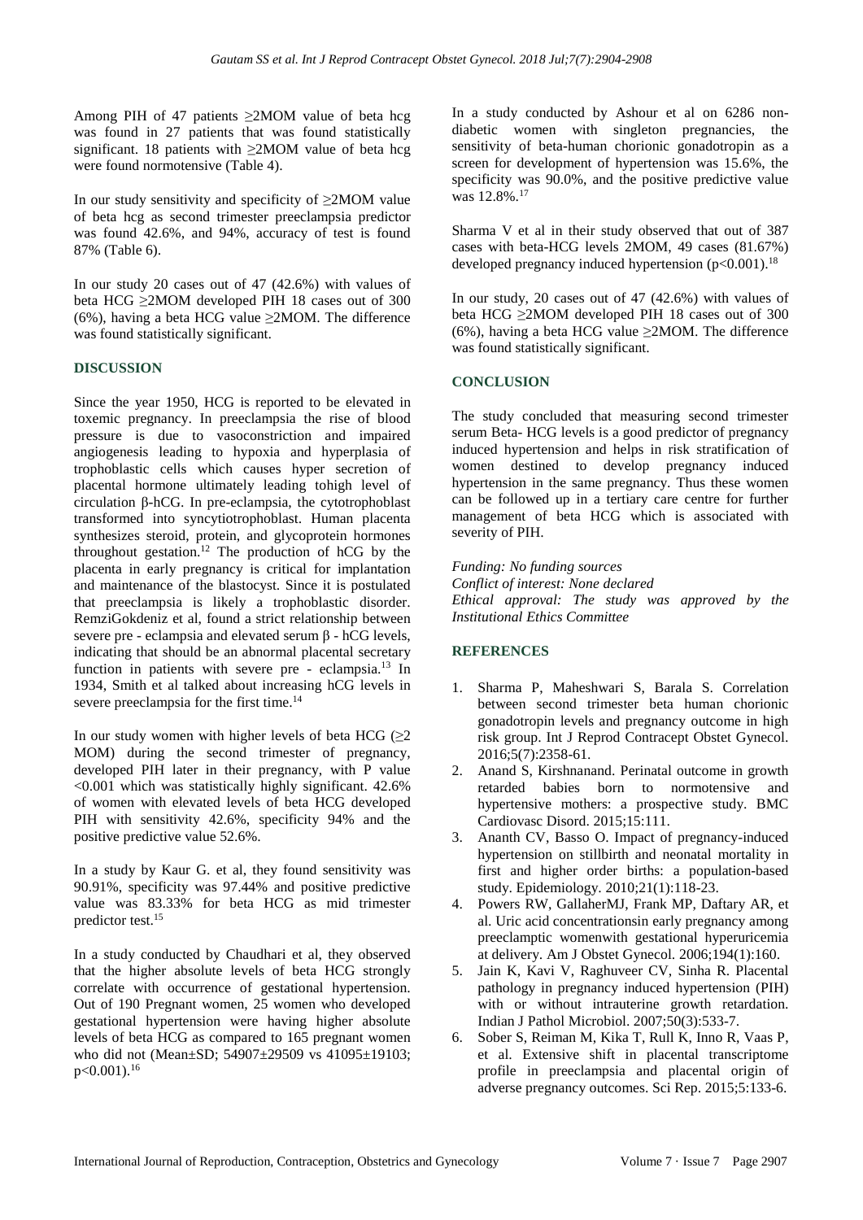Among PIH of 47 patients ≥2MOM value of beta hcg was found in 27 patients that was found statistically significant. 18 patients with ≥2MOM value of beta hcg were found normotensive (Table 4).

In our study sensitivity and specificity of ≥2MOM value of beta hcg as second trimester preeclampsia predictor was found 42.6%, and 94%, accuracy of test is found 87% (Table 6).

In our study 20 cases out of 47 (42.6%) with values of beta HCG ≥2MOM developed PIH 18 cases out of 300 (6%), having a beta HCG value ≥2MOM. The difference was found statistically significant.

## DISCUSSION

Since the year 1950, HCG is reported to be elevated in toxemic pregnancy. In preeclampsia the rise of blood pressure is due to vasoconstriction and impaired angiogenesis leading to hypoxia and hyperplasia of trophoblastic cells which causes hyper secretion of placental hormone ultimately leading tohigh level of circulation β-hCG. In pre-eclampsia, the cytotrophoblast transformed into syncytiotrophoblast. Human placenta synthesizes steroid, protein, and glycoprotein hormones throughout gestation.[12] The production of hCG by the placenta in early pregnancy is critical for implantation and maintenance of the blastocyst. Since it is postulated that preeclampsia is likely a trophoblastic disorder. RemziGokdeniz et al, found a strict relationship between severe pre - eclampsia and elevated serum β - hCG levels, indicating that should be an abnormal placental secretary function in patients with severe pre - eclampsia.[13] In 1934, Smith et al talked about increasing hCG levels in severe preeclampsia for the first time.[14]

In our study women with higher levels of beta HCG (≥2 MOM) during the second trimester of pregnancy, developed PIH later in their pregnancy, with P value <0.001 which was statistically highly significant. 42.6% of women with elevated levels of beta HCG developed PIH with sensitivity 42.6%, specificity 94% and the positive predictive value 52.6%.

In a study by Kaur G. et al, they found sensitivity was 90.91%, specificity was 97.44% and positive predictive value was 83.33% for beta HCG as mid trimester predictor test.[15]

In a study conducted by Chaudhari et al, they observed that the higher absolute levels of beta HCG strongly correlate with occurrence of gestational hypertension. Out of 190 Pregnant women, 25 women who developed gestational hypertension were having higher absolute levels of beta HCG as compared to 165 pregnant women who did not (Mean±SD; 54907±29509 vs 41095±19103; p<0.001).[16]

In a study conducted by Ashour et al on 6286 non-diabetic women with singleton pregnancies, the sensitivity of beta-human chorionic gonadotropin as a screen for development of hypertension was 15.6%, the specificity was 90.0%, and the positive predictive value was 12.8%.[17]

Sharma V et al in their study observed that out of 387 cases with beta-HCG levels 2MOM, 49 cases (81.67%) developed pregnancy induced hypertension (p<0.001).[18]

In our study, 20 cases out of 47 (42.6%) with values of beta HCG ≥2MOM developed PIH 18 cases out of 300 (6%), having a beta HCG value ≥2MOM. The difference was found statistically significant.

## CONCLUSION

The study concluded that measuring second trimester serum Beta- HCG levels is a good predictor of pregnancy induced hypertension and helps in risk stratification of women destined to develop pregnancy induced hypertension in the same pregnancy. Thus these women can be followed up in a tertiary care centre for further management of beta HCG which is associated with severity of PIH.

*Funding: No funding sources*
*Conflict of interest: None declared*
*Ethical approval: The study was approved by the Institutional Ethics Committee*

## REFERENCES

1. Sharma P, Maheshwari S, Barala S. Correlation between second trimester beta human chorionic gonadotropin levels and pregnancy outcome in high risk group. Int J Reprod Contracept Obstet Gynecol. 2016;5(7):2358-61.
2. Anand S, Kirshnanand. Perinatal outcome in growth retarded babies born to normotensive and hypertensive mothers: a prospective study. BMC Cardiovasc Disord. 2015;15:111.
3. Ananth CV, Basso O. Impact of pregnancy-induced hypertension on stillbirth and neonatal mortality in first and higher order births: a population-based study. Epidemiology. 2010;21(1):118-23.
4. Powers RW, GallaherMJ, Frank MP, Daftary AR, et al. Uric acid concentrationsin early pregnancy among preeclamptic womenwith gestational hyperuricemia at delivery. Am J Obstet Gynecol. 2006;194(1):160.
5. Jain K, Kavi V, Raghuveer CV, Sinha R. Placental pathology in pregnancy induced hypertension (PIH) with or without intrauterine growth retardation. Indian J Pathol Microbiol. 2007;50(3):533-7.
6. Sober S, Reiman M, Kika T, Rull K, Inno R, Vaas P, et al. Extensive shift in placental transcriptome profile in preeclampsia and placental origin of adverse pregnancy outcomes. Sci Rep. 2015;5:133-6.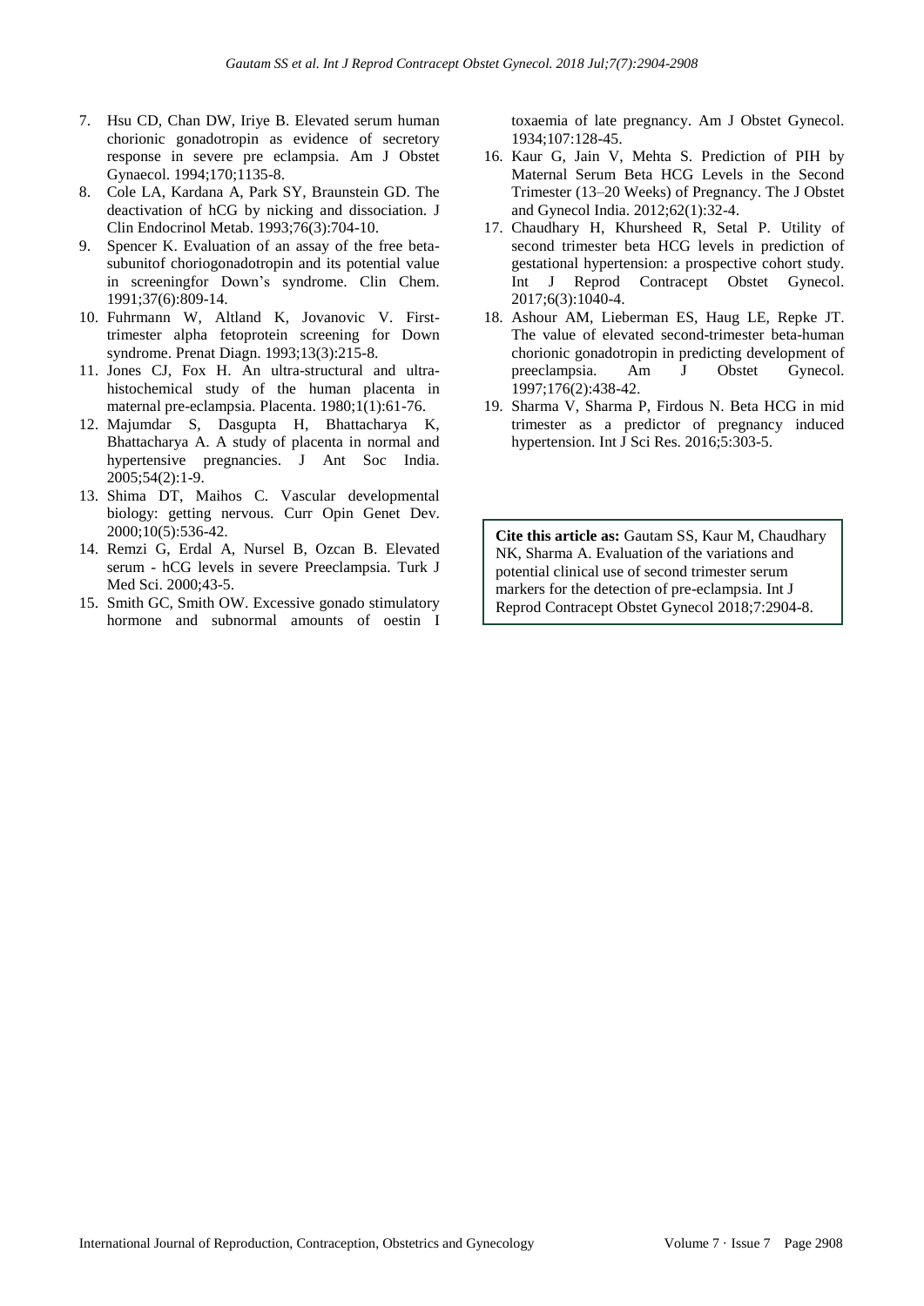7. Hsu CD, Chan DW, Iriye B. Elevated serum human chorionic gonadotropin as evidence of secretory response in severe pre eclampsia. Am J Obstet Gynaecol. 1994;170;1135-8.
8. Cole LA, Kardana A, Park SY, Braunstein GD. The deactivation of hCG by nicking and dissociation. J Clin Endocrinol Metab. 1993;76(3):704-10.
9. Spencer K. Evaluation of an assay of the free beta-subunitof choriogonadotropin and its potential value in screeningfor Down's syndrome. Clin Chem. 1991;37(6):809-14.
10. Fuhrmann W, Altland K, Jovanovic V. First-trimester alpha fetoprotein screening for Down syndrome. Prenat Diagn. 1993;13(3):215-8.
11. Jones CJ, Fox H. An ultra-structural and ultra-histochemical study of the human placenta in maternal pre-eclampsia. Placenta. 1980;1(1):61-76.
12. Majumdar S, Dasgupta H, Bhattacharya K, Bhattacharya A. A study of placenta in normal and hypertensive pregnancies. J Ant Soc India. 2005;54(2):1-9.
13. Shima DT, Maihos C. Vascular developmental biology: getting nervous. Curr Opin Genet Dev. 2000;10(5):536-42.
14. Remzi G, Erdal A, Nursel B, Ozcan B. Elevated serum - hCG levels in severe Preeclampsia. Turk J Med Sci. 2000;43-5.
15. Smith GC, Smith OW. Excessive gonado stimulatory hormone and subnormal amounts of oestin I toxaemia of late pregnancy. Am J Obstet Gynecol. 1934;107:128-45.
16. Kaur G, Jain V, Mehta S. Prediction of PIH by Maternal Serum Beta HCG Levels in the Second Trimester (13–20 Weeks) of Pregnancy. The J Obstet and Gynecol India. 2012;62(1):32-4.
17. Chaudhary H, Khursheed R, Setal P. Utility of second trimester beta HCG levels in prediction of gestational hypertension: a prospective cohort study. Int J Reprod Contracept Obstet Gynecol. 2017;6(3):1040-4.
18. Ashour AM, Lieberman ES, Haug LE, Repke JT. The value of elevated second-trimester beta-human chorionic gonadotropin in predicting development of preeclampsia. Am J Obstet Gynecol. 1997;176(2):438-42.
19. Sharma V, Sharma P, Firdous N. Beta HCG in mid trimester as a predictor of pregnancy induced hypertension. Int J Sci Res. 2016;5:303-5.

**Cite this article as:** Gautam SS, Kaur M, Chaudhary NK, Sharma A. Evaluation of the variations and potential clinical use of second trimester serum markers for the detection of pre-eclampsia. Int J Reprod Contracept Obstet Gynecol 2018;7:2904-8.